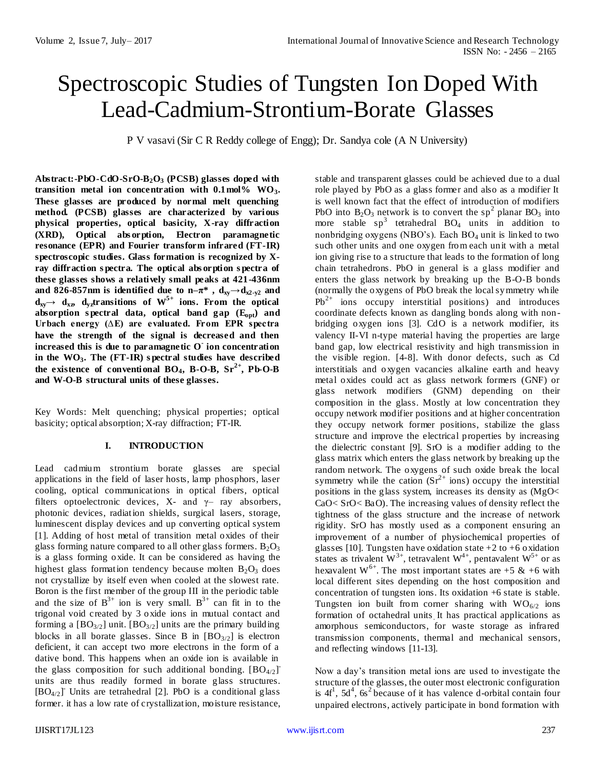# Spectroscopic Studies of Tungsten Ion Doped With Lead-Cadmium-Strontium-Borate Glasses

P V vasavi (Sir C R Reddy college of Engg); Dr. Sandya cole (A N University)

**Abstract:-PbO-CdO-SrO-$B_2O_3$ (PCSB) glasses doped with transition metal ion concentration with 0.1mol% $WO_3$. These glasses are produced by normal melt quenching method. (PCSB) glasses are characterized by various physical properties, optical basicity, X-ray diffraction (XRD), Optical absorption, Electron paramagnetic resonance (EPR) and Fourier transform infrared (FT-IR) spectroscopic studies. Glass formation is recognized by X-ray diffraction spectra. The optical absorption spectra of these glasses shows a relatively small peaks at 421-436nm and 826-857nm is identified due to n–$\pi$\* , $d_{xy}\rightarrow d_{x2-y2}$ and $d_{xy}\rightarrow$ $d_{xz}$, $d_{yz}$transitions of $W^{5+}$ ions. From the optical absorption spectral data, optical band gap ($E_{opt}$) and Urbach energy ($\Delta E$) are evaluated. From EPR spectra have the strength of the signal is decreased and then increased this is due to paramagnetic $O^-$ ion concentration in the $WO_3$. The (FT-IR) spectral studies have described the existence of conventional $BO_4$, B-O-B, $Sr^{2+}$, Pb-O-B and W-O-B structural units of these glasses.**

Key Words: Melt quenching; physical properties; optical basicity; optical absorption; X-ray diffraction; FT-IR.

## I. INTRODUCTION

Lead cadmium strontium borate glasses are special applications in the field of laser hosts, lamp phosphors, laser cooling, optical communications in optical fibers, optical filters optoelectronic devices, X- and γ– ray absorbers, photonic devices, radiation shields, surgical lasers, storage, luminescent display devices and up converting optical system [1]. Adding of host metal of transition metal oxides of their glass forming nature compared to all other glass formers. $B_2O_3$ is a glass forming oxide. It can be considered as having the highest glass formation tendency because molten $B_2O_3$ does not crystallize by itself even when cooled at the slowest rate. Boron is the first member of the group III in the periodic table and the size of $B^{3+}$ ion is very small. $B^{3+}$ can fit in to the trigonal void created by 3 oxide ions in mutual contact and forming a $[BO_{3/2}]$ unit. $[BO_{3/2}]$ units are the primary building blocks in all borate glasses. Since B in $[BO_{3/2}]$ is electron deficient, it can accept two more electrons in the form of a dative bond. This happens when an oxide ion is available in the glass composition for such additional bonding. $[BO_{4/2}]^-$ units are thus readily formed in borate glass structures. $[BO_{4/2}]^-$ Units are tetrahedral [2]. PbO is a conditional glass former. it has a low rate of crystallization, moisture resistance, stable and transparent glasses could be achieved due to a dual role played by PbO as a glass former and also as a modifier It is well known fact that the effect of introduction of modifiers PbO into $B_2O_3$ network is to convert the $sp^2$ planar $BO_3$ into more stable $sp^3$ tetrahedral $BO_4$ units in addition to nonbridging oxygens (NBO's). Each $BO_4$ unit is linked to two such other units and one oxygen from each unit with a metal ion giving rise to a structure that leads to the formation of long chain tetrahedrons. PbO in general is a glass modifier and enters the glass network by breaking up the B-O-B bonds (normally the oxygens of PbO break the local symmetry while $Pb^{2+}$ ions occupy interstitial positions) and introduces coordinate defects known as dangling bonds along with non-bridging oxygen ions [3]. CdO is a network modifier, its valency II-VI n-type material having the properties are large band gap, low electrical resistivity and high transmission in the visible region. [4-8]. With donor defects, such as Cd interstitials and oxygen vacancies alkaline earth and heavy metal oxides could act as glass network formers (GNF) or glass network modifiers (GNM) depending on their composition in the glass. Mostly at low concentration they occupy network modifier positions and at higher concentration they occupy network former positions, stabilize the glass structure and improve the electrical properties by increasing the dielectric constant [9]. SrO is a modifier adding to the glass matrix which enters the glass network by breaking up the random network. The oxygens of such oxide break the local symmetry while the cation ($Sr^{2+}$ ions) occupy the interstitial positions in the glass system, increases its density as (MgO< CaO< SrO< BaO). The increasing values of density reflect the tightness of the glass structure and the increase of network rigidity. SrO has mostly used as a component ensuring an improvement of a number of physiochemical properties of glasses [10]. Tungsten have oxidation state +2 to +6 oxidation states as trivalent $W^{3+}$, tetravalent $W^{4+}$, pentavalent $W^{5+}$ or as hexavalent $W^{6+}$. The most important states are +5 & +6 with local different sites depending on the host composition and concentration of tungsten ions. Its oxidation +6 state is stable. Tungsten ion built from corner sharing with $WO_{6/2}$ ions formation of octahedral units. It has practical applications as amorphous semiconductors, for waste storage as infrared transmission components, thermal and mechanical sensors, and reflecting windows [11-13].

Now a day's transition metal ions are used to investigate the structure of the glasses, the outer most electronic configuration is $4f^1$, $5d^4$, $6s^2$ because of it has valence d-orbital contain four unpaired electrons, actively participate in bond formation with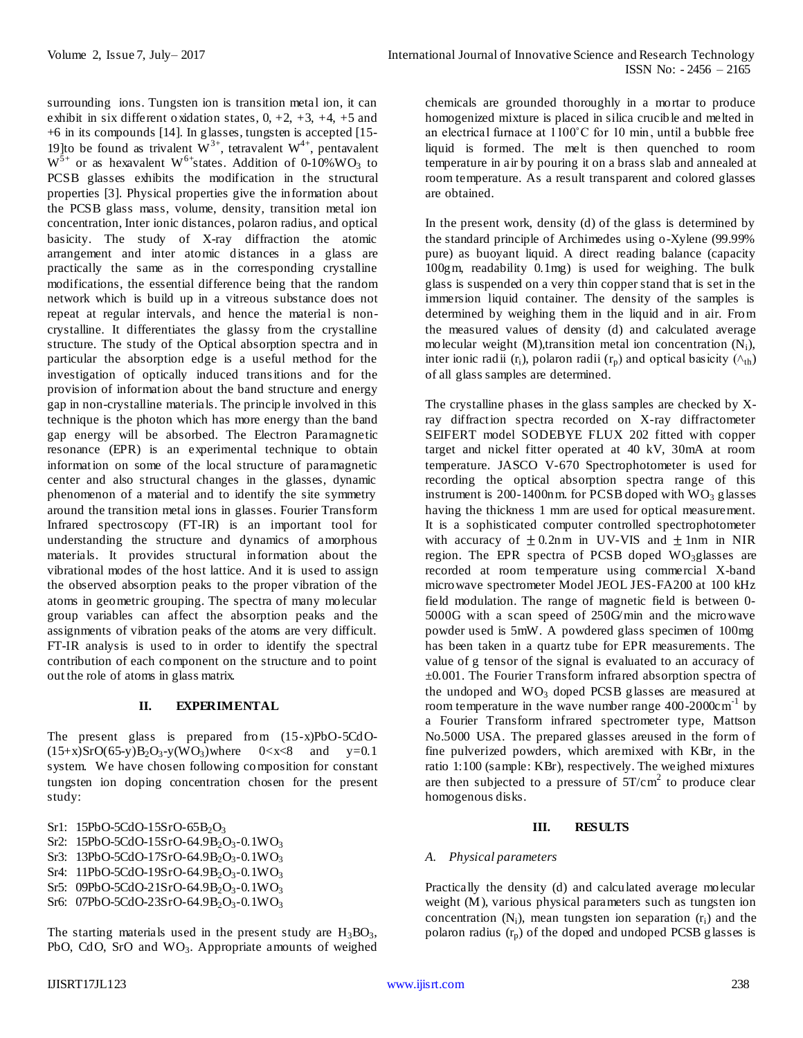surrounding ions. Tungsten ion is transition metal ion, it can exhibit in six different oxidation states, 0, +2, +3, +4, +5 and +6 in its compounds [14]. In glasses, tungsten is accepted [15-19]to be found as trivalent $W^{3+}$, tetravalent $W^{4+}$, pentavalent $W^{5+}$ or as hexavalent $W^{6+}$states. Addition of 0-10%$WO_3$ to PCSB glasses exhibits the modification in the structural properties [3]. Physical properties give the information about the PCSB glass mass, volume, density, transition metal ion concentration, Inter ionic distances, polaron radius, and optical basicity. The study of X-ray diffraction the atomic arrangement and inter atomic distances in a glass are practically the same as in the corresponding crystalline modifications, the essential difference being that the random network which is build up in a vitreous substance does not repeat at regular intervals, and hence the material is non-crystalline. It differentiates the glassy from the crystalline structure. The study of the Optical absorption spectra and in particular the absorption edge is a useful method for the investigation of optically induced transitions and for the provision of information about the band structure and energy gap in non-crystalline materials. The principle involved in this technique is the photon which has more energy than the band gap energy will be absorbed. The Electron Paramagnetic resonance (EPR) is an experimental technique to obtain information on some of the local structure of paramagnetic center and also structural changes in the glasses, dynamic phenomenon of a material and to identify the site symmetry around the transition metal ions in glasses. Fourier Transform Infrared spectroscopy (FT-IR) is an important tool for understanding the structure and dynamics of amorphous materials. It provides structural information about the vibrational modes of the host lattice. And it is used to assign the observed absorption peaks to the proper vibration of the atoms in geometric grouping. The spectra of many molecular group variables can affect the absorption peaks and the assignments of vibration peaks of the atoms are very difficult. FT-IR analysis is used to in order to identify the spectral contribution of each component on the structure and to point out the role of atoms in glass matrix.

## II. EXPERIMENTAL

The present glass is prepared from (15-x)PbO-5CdO-(15+x)SrO(65-y)$B_2O_3$-y($WO_3$)where $0<x<8$ and y=0.1 system. We have chosen following composition for constant tungsten ion doping concentration chosen for the present study:

Sr1: 15PbO-5CdO-15SrO-65$B_2O_3$
Sr2: 15PbO-5CdO-15SrO-64.9$B_2O_3$-0.1$WO_3$
Sr3: 13PbO-5CdO-17SrO-64.9$B_2O_3$-0.1$WO_3$
Sr4: 11PbO-5CdO-19SrO-64.9$B_2O_3$-0.1$WO_3$
Sr5: 09PbO-5CdO-21SrO-64.9$B_2O_3$-0.1$WO_3$
Sr6: 07PbO-5CdO-23SrO-64.9$B_2O_3$-0.1$WO_3$

The starting materials used in the present study are $H_3BO_3$, PbO, CdO, SrO and $WO_3$. Appropriate amounts of weighed chemicals are grounded thoroughly in a mortar to produce homogenized mixture is placed in silica crucible and melted in an electrical furnace at 1100°C for 10 min, until a bubble free liquid is formed. The melt is then quenched to room temperature in air by pouring it on a brass slab and annealed at room temperature. As a result transparent and colored glasses are obtained.

In the present work, density (d) of the glass is determined by the standard principle of Archimedes using o-Xylene (99.99% pure) as buoyant liquid. A direct reading balance (capacity 100gm, readability 0.1mg) is used for weighing. The bulk glass is suspended on a very thin copper stand that is set in the immersion liquid container. The density of the samples is determined by weighing them in the liquid and in air. From the measured values of density (d) and calculated average molecular weight (M),transition metal ion concentration ($N_i$), inter ionic radii ($r_i$), polaron radii ($r_p$) and optical basicity ($\wedge_{th}$) of all glass samples are determined.

The crystalline phases in the glass samples are checked by X-ray diffraction spectra recorded on X-ray diffractometer SEIFERT model SODEBYE FLUX 202 fitted with copper target and nickel filter operated at 40 kV, 30mA at room temperature. JASCO V-670 Spectrophotometer is used for recording the optical absorption spectra range of this instrument is 200-1400nm. for PCSB doped with $WO_3$ glasses having the thickness 1 mm are used for optical measurement. It is a sophisticated computer controlled spectrophotometer with accuracy of $\pm$0.2nm in UV-VIS and $\pm$1nm in NIR region. The EPR spectra of PCSB doped $WO_3$glasses are recorded at room temperature using commercial X-band microwave spectrometer Model JEOL JES-FA200 at 100 kHz field modulation. The range of magnetic field is between 0-5000G with a scan speed of 250G/min and the microwave powder used is 5mW. A powdered glass specimen of 100mg has been taken in a quartz tube for EPR measurements. The value of g tensor of the signal is evaluated to an accuracy of ±0.001. The Fourier Transform infrared absorption spectra of the undoped and $WO_3$ doped PCSB glasses are measured at room temperature in the wave number range 400-2000$cm^{-1}$ by a Fourier Transform infrared spectrometer type, Mattson No.5000 USA. The prepared glasses areused in the form of fine pulverized powders, which aremixed with KBr, in the ratio 1:100 (sample: KBr), respectively. The weighed mixtures are then subjected to a pressure of 5T/$cm^2$ to produce clear homogenous disks.

## III. RESULTS

### *A. Physical parameters*

Practically the density (d) and calculated average molecular weight (M), various physical parameters such as tungsten ion concentration ($N_i$), mean tungsten ion separation ($r_i$) and the polaron radius ($r_p$) of the doped and undoped PCSB glasses is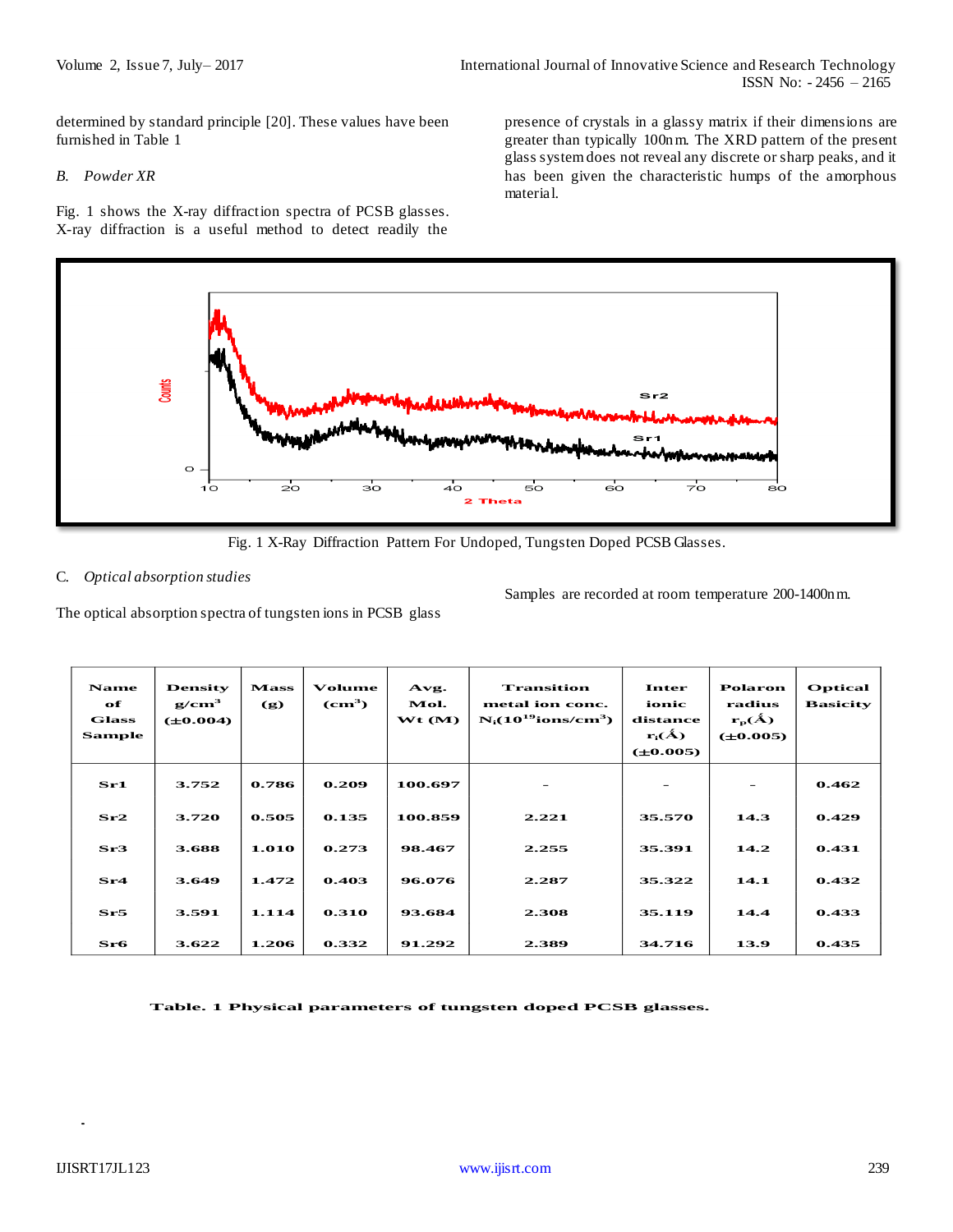determined by standard principle [20]. These values have been furnished in Table 1

*B. Powder XR*

Fig. 1 shows the X-ray diffraction spectra of PCSB glasses. X-ray diffraction is a useful method to detect readily the presence of crystals in a glassy matrix if their dimensions are greater than typically 100nm. The XRD pattern of the present glass system does not reveal any discrete or sharp peaks, and it has been given the characteristic humps of the amorphous material.

Fig. 1 X-Ray Diffraction Pattern For Undoped, Tungsten Doped PCSB Glasses.

*C. Optical absorption studies*

The optical absorption spectra of tungsten ions in PCSB glass Samples are recorded at room temperature 200-1400nm.

| Name of Glass Sample | Density g/cm$^3$ (±0.004) | Mass (g) | Volume (cm$^3$) | Avg. Mol. Wt (M) | Transition metal ion conc. $N_i$($10^{19}$ions/cm$^3$) | Inter ionic distance $r_i$(Å) (±0.005) | Polaron radius $r_p$(Å) (±0.005) | Optical Basicity |
|---|---|---|---|---|---|---|---|---|
| Sr1 | 3.752 | 0.786 | 0.209 | 100.697 | - | - | - | 0.462 |
| Sr2 | 3.720 | 0.505 | 0.135 | 100.859 | 2.221 | 35.570 | 14.3 | 0.429 |
| Sr3 | 3.688 | 1.010 | 0.273 | 98.467 | 2.255 | 35.391 | 14.2 | 0.431 |
| Sr4 | 3.649 | 1.472 | 0.403 | 96.076 | 2.287 | 35.322 | 14.1 | 0.432 |
| Sr5 | 3.591 | 1.114 | 0.310 | 93.684 | 2.308 | 35.119 | 14.4 | 0.433 |
| Sr6 | 3.622 | 1.206 | 0.332 | 91.292 | 2.389 | 34.716 | 13.9 | 0.435 |

**Table. 1 Physical parameters of tungsten doped PCSB glasses.**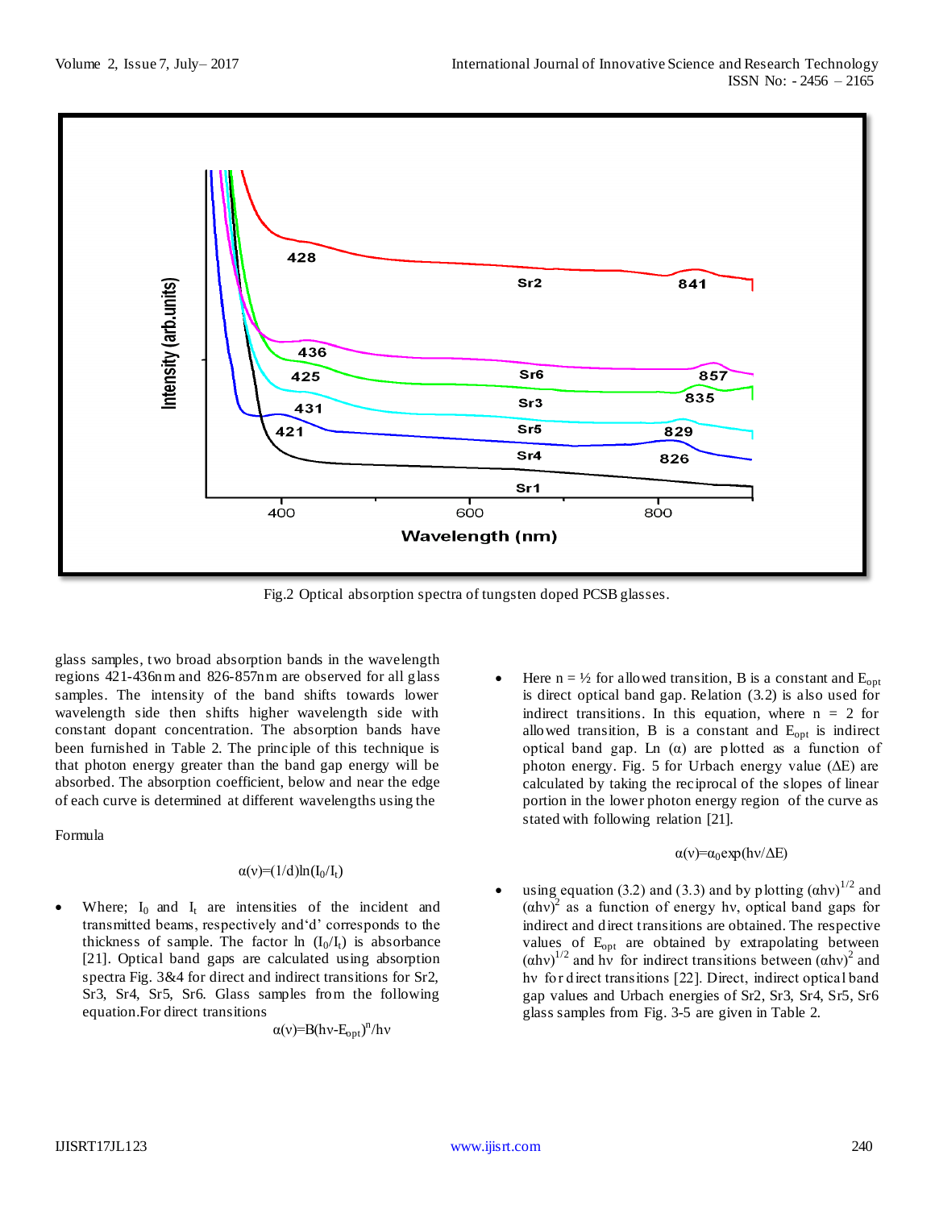Fig.2 Optical absorption spectra of tungsten doped PCSB glasses.

glass samples, two broad absorption bands in the wavelength regions 421-436nm and 826-857nm are observed for all glass samples. The intensity of the band shifts towards lower wavelength side then shifts higher wavelength side with constant dopant concentration. The absorption bands have been furnished in Table 2. The principle of this technique is that photon energy greater than the band gap energy will be absorbed. The absorption coefficient, below and near the edge of each curve is determined at different wavelengths using the

Formula

$$\alpha(\nu)=(1/d)\ln(I_0/I_t)$$

- Where; $I_0$ and $I_t$ are intensities of the incident and transmitted beams, respectively and'd' corresponds to the thickness of sample. The factor $\ln(I_0/I_t)$ is absorbance [21]. Optical band gaps are calculated using absorption spectra Fig. 3&4 for direct and indirect transitions for Sr2, Sr3, Sr4, Sr5, Sr6. Glass samples from the following equation.For direct transitions

$$\alpha(\nu)=B(h\nu-E_{opt})^n/h\nu$$

- Here n = ½ for allowed transition, B is a constant and $E_{opt}$ is direct optical band gap. Relation (3.2) is also used for indirect transitions. In this equation, where n = 2 for allowed transition, B is a constant and $E_{opt}$ is indirect optical band gap. Ln ($\alpha$) are plotted as a function of photon energy. Fig. 5 for Urbach energy value ($\Delta E$) are calculated by taking the reciprocal of the slopes of linear portion in the lower photon energy region of the curve as stated with following relation [21].

$$\alpha(\nu)=\alpha_0\exp(h\nu/\Delta E)$$

- using equation (3.2) and (3.3) and by plotting $(\alpha h\nu)^{1/2}$ and $(\alpha h\nu)^2$ as a function of energy $h\nu$, optical band gaps for indirect and direct transitions are obtained. The respective values of $E_{opt}$ are obtained by extrapolating between $(\alpha h\nu)^{1/2}$ and $h\nu$ for indirect transitions between $(\alpha h\nu)^2$ and $h\nu$ for direct transitions [22]. Direct, indirect optical band gap values and Urbach energies of Sr2, Sr3, Sr4, Sr5, Sr6 glass samples from Fig. 3-5 are given in Table 2.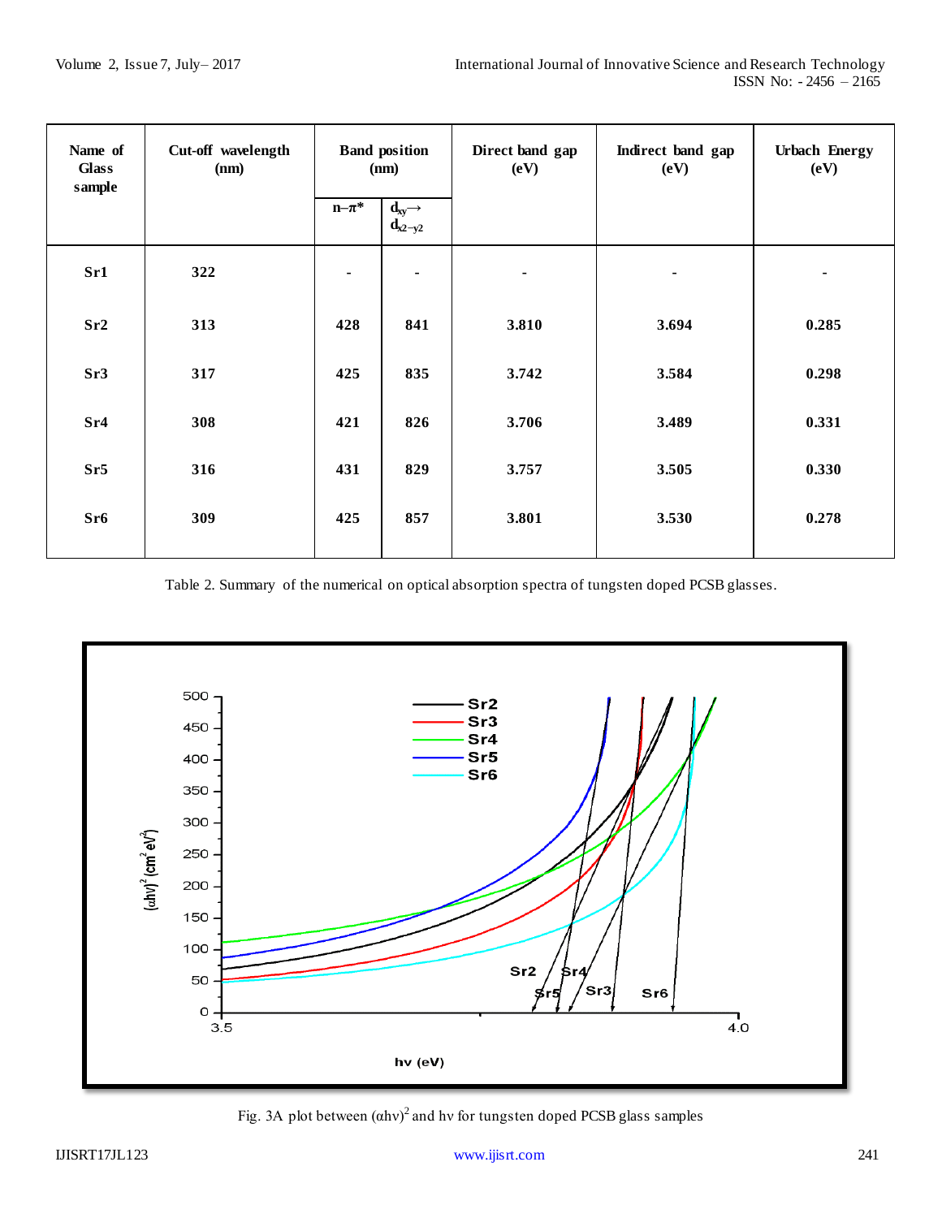| Name of Glass sample | Cut-off wavelength (nm) | Band position (nm) | | Direct band gap (eV) | Indirect band gap (eV) | Urbach Energy (eV) |
|---|---|---|---|---|---|---|
| | | n–π* | $d_{xy} \rightarrow d_{x2-y2}$ | | | |
| **Sr1** | 322 | - | - | - | - | - |
| **Sr2** | 313 | 428 | 841 | 3.810 | 3.694 | 0.285 |
| **Sr3** | 317 | 425 | 835 | 3.742 | 3.584 | 0.298 |
| **Sr4** | 308 | 421 | 826 | 3.706 | 3.489 | 0.331 |
| **Sr5** | 316 | 431 | 829 | 3.757 | 3.505 | 0.330 |
| **Sr6** | 309 | 425 | 857 | 3.801 | 3.530 | 0.278 |

Table 2. Summary of the numerical on optical absorption spectra of tungsten doped PCSB glasses.

Fig. 3A plot between $(\alpha h\nu)^2$ and hν for tungsten doped PCSB glass samples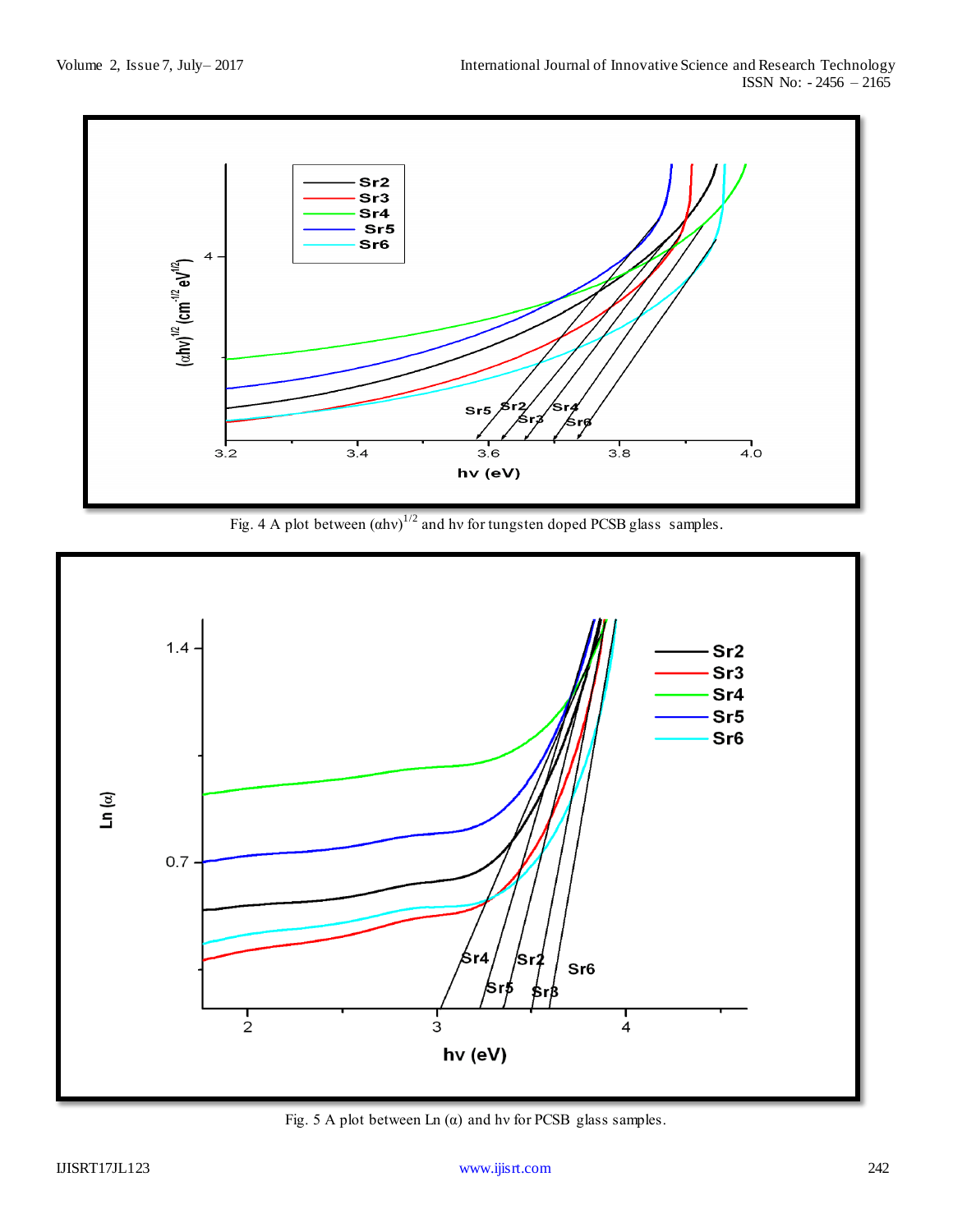Fig. 4 A plot between $(\alpha h\nu)^{1/2}$ and $h\nu$ for tungsten doped PCSB glass samples.

Fig. 5 A plot between Ln ($\alpha$) and $h\nu$ for PCSB glass samples.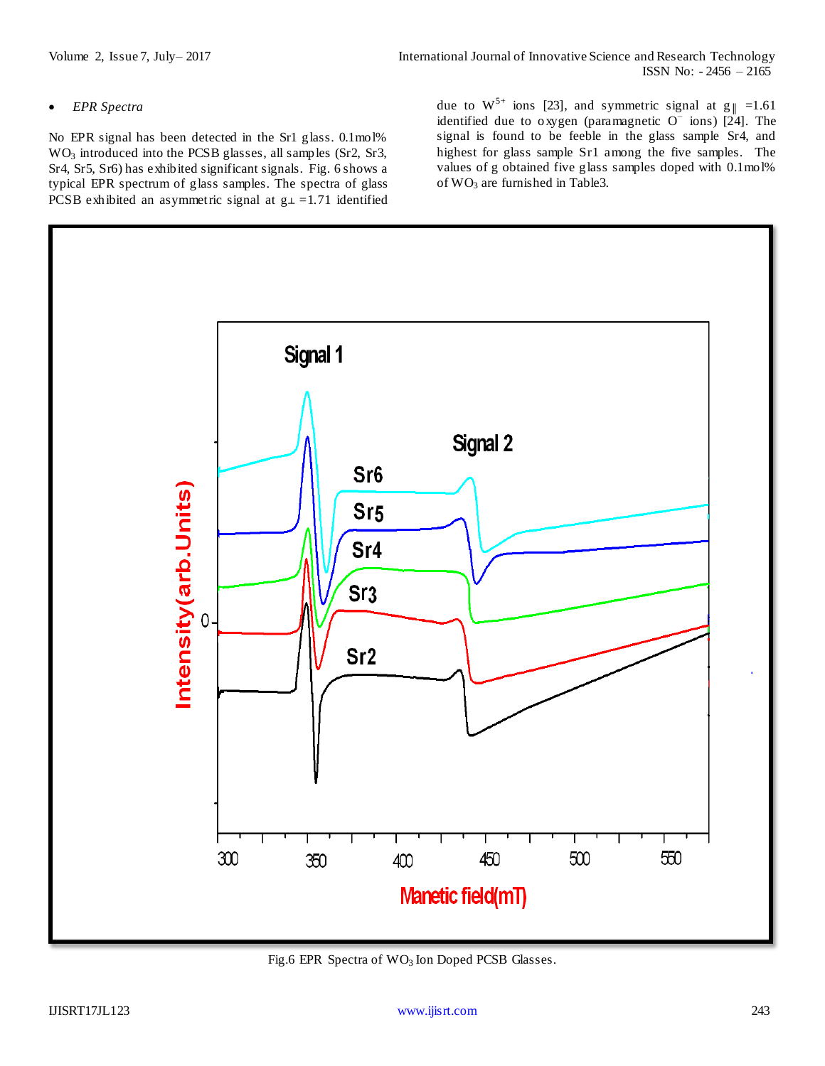- *EPR Spectra*

No EPR signal has been detected in the Sr1 glass. 0.1mol% $WO_3$ introduced into the PCSB glasses, all samples (Sr2, Sr3, Sr4, Sr5, Sr6) has exhibited significant signals. Fig. 6 shows a typical EPR spectrum of glass samples. The spectra of glass PCSB exhibited an asymmetric signal at $g_\perp$ =1.71 identified due to $W^{5+}$ ions [23], and symmetric signal at $g_\parallel$ =1.61 identified due to oxygen (paramagnetic $O^-$ ions) [24]. The signal is found to be feeble in the glass sample Sr4, and highest for glass sample Sr1 among the five samples. The values of g obtained five glass samples doped with 0.1mol% of $WO_3$ are furnished in Table3.

Fig.6 EPR Spectra of $WO_3$ Ion Doped PCSB Glasses.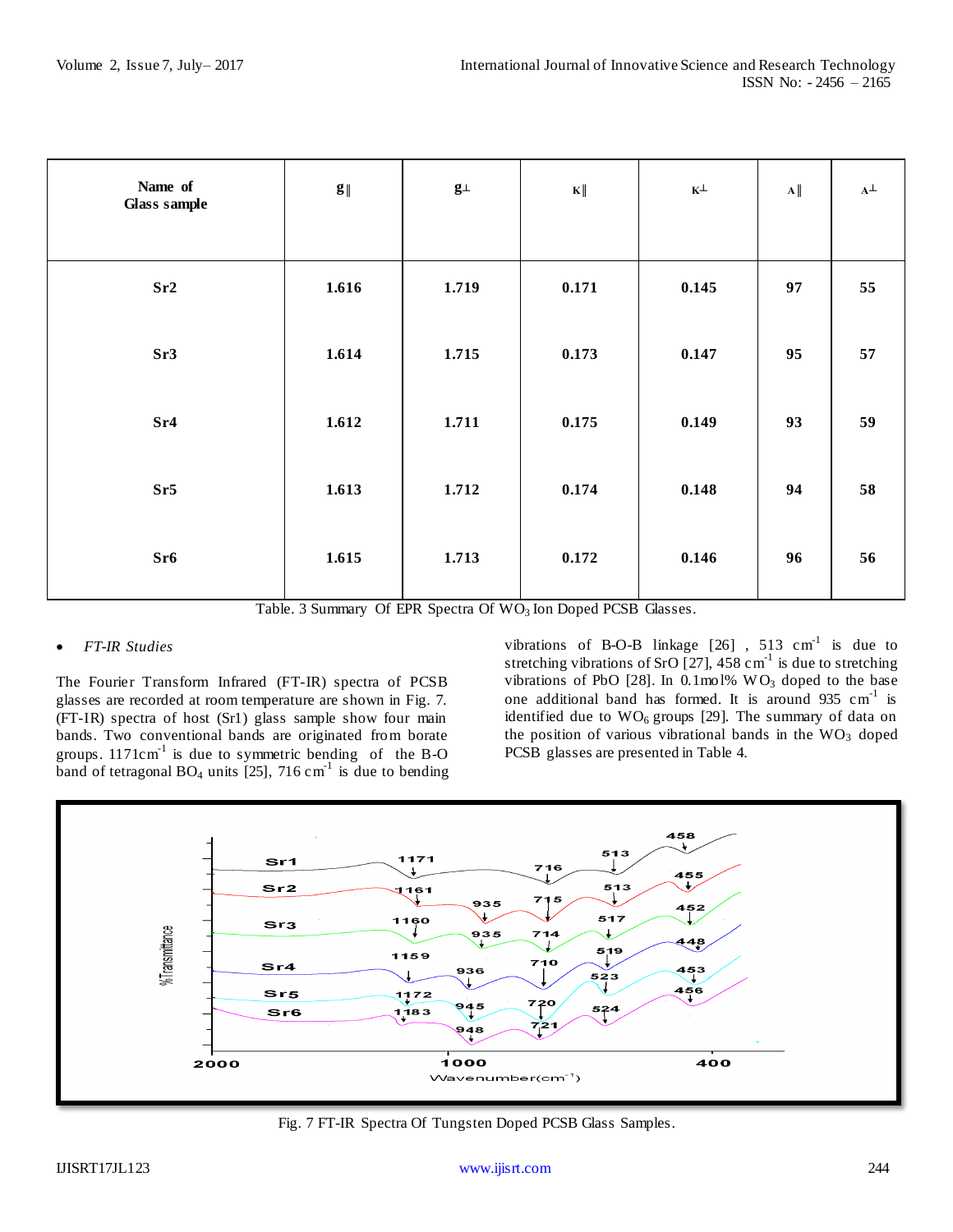| Name of Glass sample | g‖ | g⊥ | K‖ | K⊥ | A‖ | A⊥ |
|---|---|---|---|---|---|---|
| **Sr2** | **1.616** | **1.719** | **0.171** | **0.145** | **97** | **55** |
| **Sr3** | **1.614** | **1.715** | **0.173** | **0.147** | **95** | **57** |
| **Sr4** | **1.612** | **1.711** | **0.175** | **0.149** | **93** | **59** |
| **Sr5** | **1.613** | **1.712** | **0.174** | **0.148** | **94** | **58** |
| **Sr6** | **1.615** | **1.713** | **0.172** | **0.146** | **96** | **56** |

Table. 3 Summary Of EPR Spectra Of $WO_3$ Ion Doped PCSB Glasses.

- *FT-IR Studies*

The Fourier Transform Infrared (FT-IR) spectra of PCSB glasses are recorded at room temperature are shown in Fig. 7. (FT-IR) spectra of host (Sr1) glass sample show four main bands. Two conventional bands are originated from borate groups. 1171cm$^{-1}$ is due to symmetric bending of the B-O band of tetragonal $BO_4$ units [25], 716 cm$^{-1}$ is due to bending vibrations of B-O-B linkage [26] , 513 cm$^{-1}$ is due to stretching vibrations of SrO [27], 458 cm$^{-1}$ is due to stretching vibrations of PbO [28]. In 0.1mol% $WO_3$ doped to the base one additional band has formed. It is around 935 cm$^{-1}$ is identified due to $WO_6$ groups [29]. The summary of data on the position of various vibrational bands in the $WO_3$ doped PCSB glasses are presented in Table 4.

Fig. 7 FT-IR Spectra Of Tungsten Doped PCSB Glass Samples.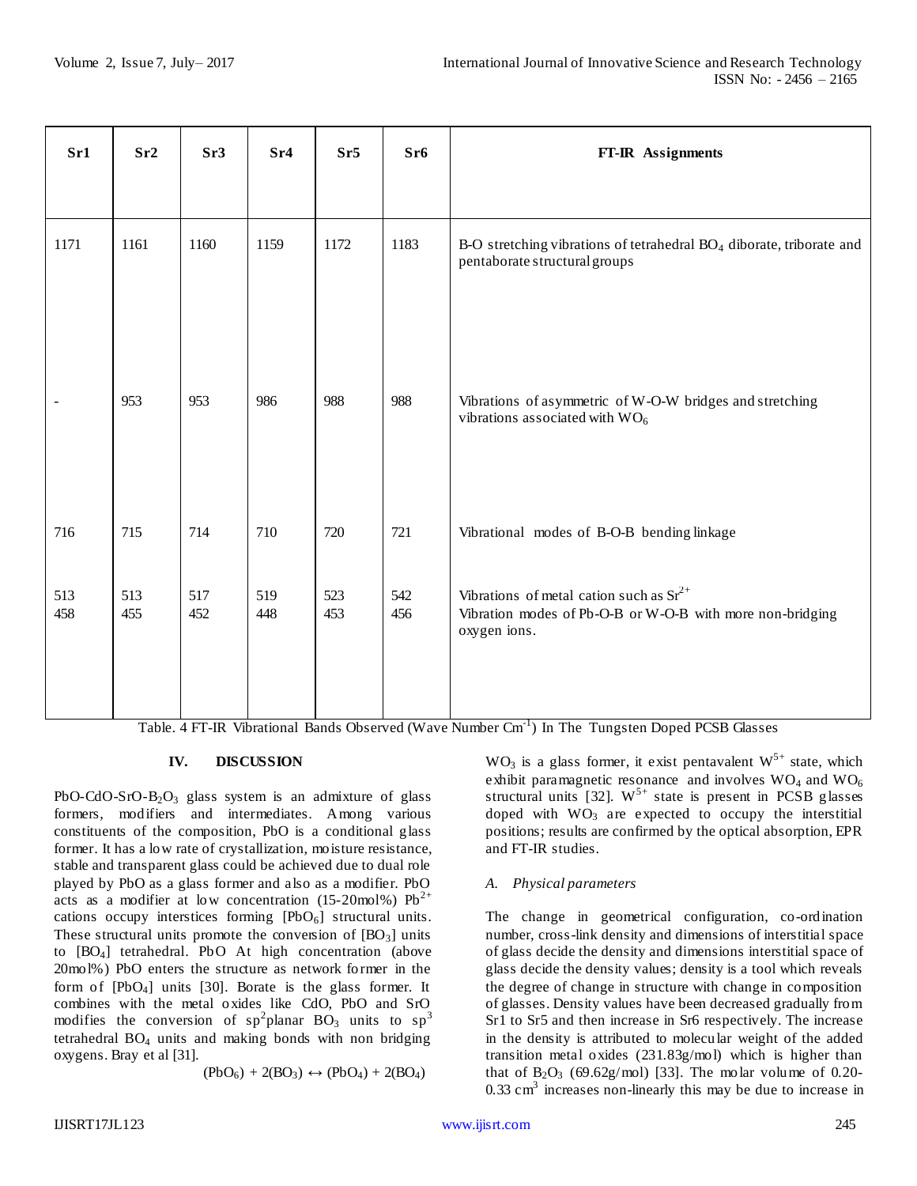| Sr1 | Sr2 | Sr3 | Sr4 | Sr5 | Sr6 | FT-IR Assignments |
|---|---|---|---|---|---|---|
| 1171 | 1161 | 1160 | 1159 | 1172 | 1183 | B-O stretching vibrations of tetrahedral $BO_4$ diborate, triborate and pentaborate structural groups |
| - | 953 | 953 | 986 | 988 | 988 | Vibrations of asymmetric of W-O-W bridges and stretching vibrations associated with $WO_6$ |
| 716 | 715 | 714 | 710 | 720 | 721 | Vibrational modes of B-O-B bending linkage |
| 513 | 513 | 517 | 519 | 523 | 542 | Vibrations of metal cation such as $Sr^{2+}$ |
| 458 | 455 | 452 | 448 | 453 | 456 | Vibration modes of Pb-O-B or W-O-B with more non-bridging oxygen ions. |

Table. 4 FT-IR Vibrational Bands Observed (Wave Number $Cm^{-1}$) In The Tungsten Doped PCSB Glasses

## IV. DISCUSSION

PbO-CdO-SrO-$B_2O_3$ glass system is an admixture of glass formers, modifiers and intermediates. Among various constituents of the composition, PbO is a conditional glass former. It has a low rate of crystallization, moisture resistance, stable and transparent glass could be achieved due to dual role played by PbO as a glass former and also as a modifier. PbO acts as a modifier at low concentration (15-20mol%) $Pb^{2+}$ cations occupy interstices forming [$PbO_6$] structural units. These structural units promote the conversion of [$BO_3$] units to [$BO_4$] tetrahedral. PbO At high concentration (above 20mol%) PbO enters the structure as network former in the form of [$PbO_4$] units [30]. Borate is the glass former. It combines with the metal oxides like CdO, PbO and SrO modifies the conversion of $sp^2$planar $BO_3$ units to $sp^3$ tetrahedral $BO_4$ units and making bonds with non bridging oxygens. Bray et al [31].

$$(PbO_6) + 2(BO_3) \leftrightarrow (PbO_4) + 2(BO_4)$$

$WO_3$ is a glass former, it exist pentavalent $W^{5+}$ state, which exhibit paramagnetic resonance and involves $WO_4$ and $WO_6$ structural units [32]. $W^{5+}$ state is present in PCSB glasses doped with $WO_3$ are expected to occupy the interstitial positions; results are confirmed by the optical absorption, EPR and FT-IR studies.

### A. *Physical parameters*

The change in geometrical configuration, co-ordination number, cross-link density and dimensions of interstitial space of glass decide the density and dimensions interstitial space of glass decide the density values; density is a tool which reveals the degree of change in structure with change in composition of glasses. Density values have been decreased gradually from Sr1 to Sr5 and then increase in Sr6 respectively. The increase in the density is attributed to molecular weight of the added transition metal oxides (231.83g/mol) which is higher than that of $B_2O_3$ (69.62g/mol) [33]. The molar volume of 0.20-0.33 $cm^3$ increases non-linearly this may be due to increase in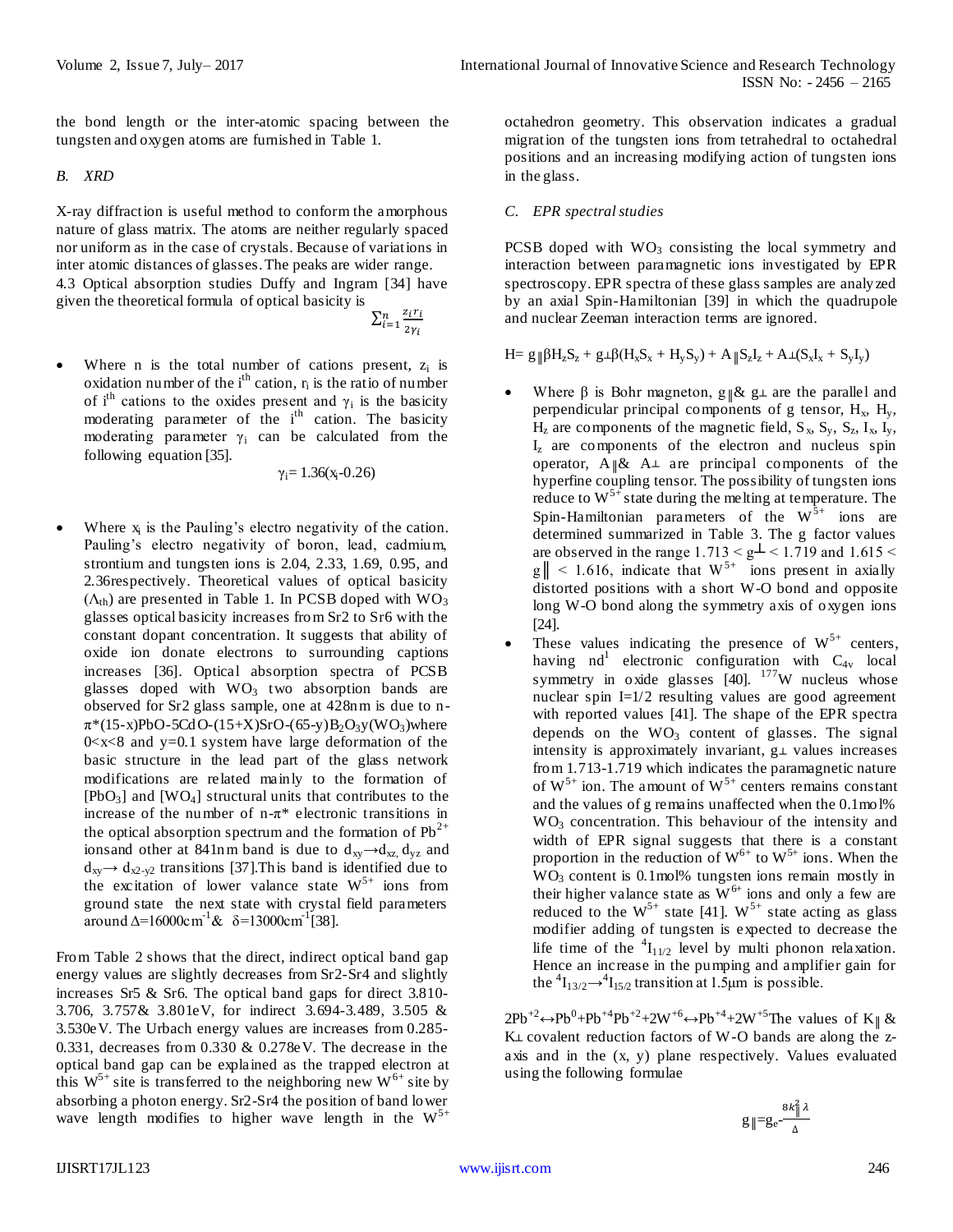the bond length or the inter-atomic spacing between the tungsten and oxygen atoms are furnished in Table 1.

### *B. XRD*

X-ray diffraction is useful method to conform the amorphous nature of glass matrix. The atoms are neither regularly spaced nor uniform as in the case of crystals. Because of variations in inter atomic distances of glasses. The peaks are wider range.

4.3 Optical absorption studies Duffy and Ingram [34] have given the theoretical formula of optical basicity is

$$\sum_{i=1}^{n} \frac{z_i r_i}{2\gamma_i}$$

- Where n is the total number of cations present, $z_i$ is oxidation number of the $i^{th}$ cation, $r_i$ is the ratio of number of $i^{th}$ cations to the oxides present and $\gamma_i$ is the basicity moderating parameter of the $i^{th}$ cation. The basicity moderating parameter $\gamma_i$ can be calculated from the following equation [35].

$$\gamma_i = 1.36(x_i - 0.26)$$

- Where $x_i$ is the Pauling's electro negativity of the cation. Pauling's electro negativity of boron, lead, cadmium, strontium and tungsten ions is 2.04, 2.33, 1.69, 0.95, and 2.36respectively. Theoretical values of optical basicity ($\Lambda_{th}$) are presented in Table 1. In PCSB doped with $WO_3$ glasses optical basicity increases from Sr2 to Sr6 with the constant dopant concentration. It suggests that ability of oxide ion donate electrons to surrounding captions increases [36]. Optical absorption spectra of PCSB glasses doped with $WO_3$ two absorption bands are observed for Sr2 glass sample, one at 428nm is due to n-π*(15-x)PbO-5CdO-(15+X)SrO-(65-y)$B_2O_3$y($WO_3$)where 0<x<8 and y=0.1 system have large deformation of the basic structure in the lead part of the glass network modifications are related mainly to the formation of $[PbO_3]$ and $[WO_4]$ structural units that contributes to the increase of the number of n-π* electronic transitions in the optical absorption spectrum and the formation of $Pb^{2+}$ ionsand other at 841nm band is due to $d_{xy} \rightarrow d_{xz}$, $d_{yz}$ and $d_{xy} \rightarrow d_{x2-y2}$ transitions [37].This band is identified due to the excitation of lower valance state $W^{5+}$ ions from ground state the next state with crystal field parameters around $\Delta$=16000cm$^{-1}$& $\delta$=13000cm$^{-1}$[38].

From Table 2 shows that the direct, indirect optical band gap energy values are slightly decreases from Sr2-Sr4 and slightly increases Sr5 & Sr6. The optical band gaps for direct 3.810-3.706, 3.757& 3.801eV, for indirect 3.694-3.489, 3.505 & 3.530eV. The Urbach energy values are increases from 0.285-0.331, decreases from 0.330 & 0.278eV. The decrease in the optical band gap can be explained as the trapped electron at this $W^{5+}$ site is transferred to the neighboring new $W^{6+}$ site by absorbing a photon energy. Sr2-Sr4 the position of band lower wave length modifies to higher wave length in the $W^{5+}$ octahedron geometry. This observation indicates a gradual migration of the tungsten ions from tetrahedral to octahedral positions and an increasing modifying action of tungsten ions in the glass.

### *C. EPR spectral studies*

PCSB doped with $WO_3$ consisting the local symmetry and interaction between paramagnetic ions investigated by EPR spectroscopy. EPR spectra of these glass samples are analyzed by an axial Spin-Hamiltonian [39] in which the quadrupole and nuclear Zeeman interaction terms are ignored.

$$H = g_{\parallel}\beta H_z S_z + g_{\perp}\beta(H_x S_x + H_y S_y) + A_{\parallel} S_z I_z + A_{\perp}(S_x I_x + S_y I_y)$$

- Where β is Bohr magneton, $g_{\parallel}$& $g_{\perp}$ are the parallel and perpendicular principal components of g tensor, $H_x$, $H_y$, $H_z$ are components of the magnetic field, $S_x$, $S_y$, $S_z$, $I_x$, $I_y$, $I_z$ are components of the electron and nucleus spin operator, $A_{\parallel}$& $A_{\perp}$ are principal components of the hyperfine coupling tensor. The possibility of tungsten ions reduce to $W^{5+}$ state during the melting at temperature. The Spin-Hamiltonian parameters of the $W^{5+}$ ions are determined summarized in Table 3. The g factor values are observed in the range 1.713 < $g_{\perp}$ < 1.719 and 1.615 < $g_{\parallel}$ < 1.616, indicate that $W^{5+}$ ions present in axially distorted positions with a short W-O bond and opposite long W-O bond along the symmetry axis of oxygen ions [24].
- These values indicating the presence of $W^{5+}$ centers, having $nd^1$ electronic configuration with $C_{4v}$ local symmetry in oxide glasses [40]. $^{177}W$ nucleus whose nuclear spin I=1/2 resulting values are good agreement with reported values [41]. The shape of the EPR spectra depends on the $WO_3$ content of glasses. The signal intensity is approximately invariant, $g_{\perp}$ values increases from 1.713-1.719 which indicates the paramagnetic nature of $W^{5+}$ ion. The amount of $W^{5+}$ centers remains constant and the values of g remains unaffected when the 0.1mol% $WO_3$ concentration. This behaviour of the intensity and width of EPR signal suggests that there is a constant proportion in the reduction of $W^{6+}$ to $W^{5+}$ ions. When the $WO_3$ content is 0.1mol% tungsten ions remain mostly in their higher valance state as $W^{6+}$ ions and only a few are reduced to the $W^{5+}$ state [41]. $W^{5+}$ state acting as glass modifier adding of tungsten is expected to decrease the life time of the $^4I_{11/2}$ level by multi phonon relaxation. Hence an increase in the pumping and amplifier gain for the $^4I_{13/2} \rightarrow {}^4I_{15/2}$ transition at 1.5μm is possible.

$2Pb^{+2} \leftrightarrow Pb^0 + Pb^{+4} Pb^{+2} + 2W^{+6} \leftrightarrow Pb^{+4} + 2W^{+5}$The values of $K_{\parallel}$ & $K_{\perp}$ covalent reduction factors of W-O bands are along the z-axis and in the (x, y) plane respectively. Values evaluated using the following formulae

$$g_{\parallel} = g_e - \frac{8k_{\parallel}^2 \lambda}{\Delta}$$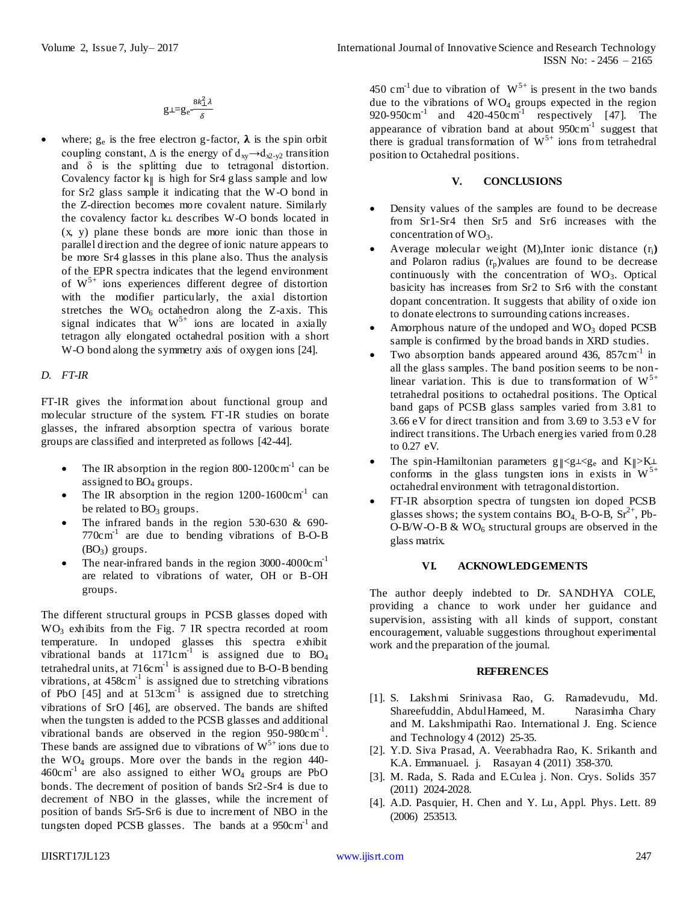$$g_{\perp}=g_e-\frac{8k_{\perp}^2\lambda}{\delta}$$

- where; $g_e$ is the free electron g-factor, $\boldsymbol{\lambda}$ is the spin orbit coupling constant, $\Delta$ is the energy of $d_{xy}\rightarrow d_{x2-y2}$ transition and $\delta$ is the splitting due to tetragonal distortion. Covalency factor $k_{\parallel}$ is high for Sr4 glass sample and low for Sr2 glass sample it indicating that the W-O bond in the Z-direction becomes more covalent nature. Similarly the covalency factor $k_{\perp}$ describes W-O bonds located in (x, y) plane these bonds are more ionic than those in parallel direction and the degree of ionic nature appears to be more Sr4 glasses in this plane also. Thus the analysis of the EPR spectra indicates that the legend environment of $W^{5+}$ ions experiences different degree of distortion with the modifier particularly, the axial distortion stretches the $WO_6$ octahedron along the Z-axis. This signal indicates that $W^{5+}$ ions are located in axially tetragon ally elongated octahedral position with a short W-O bond along the symmetry axis of oxygen ions [24].

### *D. FT-IR*

FT-IR gives the information about functional group and molecular structure of the system. FT-IR studies on borate glasses, the infrared absorption spectra of various borate groups are classified and interpreted as follows [42-44].

- The IR absorption in the region 800-1200cm$^{-1}$ can be assigned to $BO_4$ groups.
- The IR absorption in the region 1200-1600cm$^{-1}$ can be related to $BO_3$ groups.
- The infrared bands in the region 530-630 & 690-770cm$^{-1}$ are due to bending vibrations of B-O-B ($BO_3$) groups.
- The near-infrared bands in the region 3000-4000cm$^{-1}$ are related to vibrations of water, OH or B-OH groups.

The different structural groups in PCSB glasses doped with $WO_3$ exhibits from the Fig. 7 IR spectra recorded at room temperature. In undoped glasses this spectra exhibit vibrational bands at 1171cm$^{-1}$ is assigned due to $BO_4$ tetrahedral units, at 716cm$^{-1}$ is assigned due to B-O-B bending vibrations, at 458cm$^{-1}$ is assigned due to stretching vibrations of PbO [45] and at 513cm$^{-1}$ is assigned due to stretching vibrations of SrO [46], are observed. The bands are shifted when the tungsten is added to the PCSB glasses and additional vibrational bands are observed in the region 950-980cm$^{-1}$. These bands are assigned due to vibrations of $W^{5+}$ ions due to the $WO_4$ groups. More over the bands in the region 440-460cm$^{-1}$ are also assigned to either $WO_4$ groups are PbO bonds. The decrement of position of bands Sr2-Sr4 is due to decrement of NBO in the glasses, while the increment of position of bands Sr5-Sr6 is due to increment of NBO in the tungsten doped PCSB glasses. The bands at a 950cm$^{-1}$ and 450 cm$^{-1}$ due to vibration of $W^{5+}$ is present in the two bands due to the vibrations of $WO_4$ groups expected in the region 920-950cm$^{-1}$ and 420-450cm$^{-1}$ respectively [47]. The appearance of vibration band at about 950cm$^{-1}$ suggest that there is gradual transformation of $W^{5+}$ ions from tetrahedral position to Octahedral positions.

## V. CONCLUSIONS

- Density values of the samples are found to be decrease from Sr1-Sr4 then Sr5 and Sr6 increases with the concentration of $WO_3$.
- Average molecular weight (M),Inter ionic distance ($r_i$) and Polaron radius ($r_p$)values are found to be decrease continuously with the concentration of $WO_3$. Optical basicity has increases from Sr2 to Sr6 with the constant dopant concentration. It suggests that ability of oxide ion to donate electrons to surrounding cations increases.
- Amorphous nature of the undoped and $WO_3$ doped PCSB sample is confirmed by the broad bands in XRD studies.
- Two absorption bands appeared around 436, 857cm$^{-1}$ in all the glass samples. The band position seems to be non-linear variation. This is due to transformation of $W^{5+}$ tetrahedral positions to octahedral positions. The Optical band gaps of PCSB glass samples varied from 3.81 to 3.66 eV for direct transition and from 3.69 to 3.53 eV for indirect transitions. The Urbach energies varied from 0.28 to 0.27 eV.
- The spin-Hamiltonian parameters $g_{\parallel}<g_{\perp}<g_e$ and $K_{\parallel}>K_{\perp}$ conforms in the glass tungsten ions in exists in $W^{5+}$ octahedral environment with tetragonal distortion.
- FT-IR absorption spectra of tungsten ion doped PCSB glasses shows; the system contains $BO_4$, B-O-B, $Sr^{2+}$, Pb-O-B/W-O-B & $WO_6$ structural groups are observed in the glass matrix.

## VI. ACKNOWLEDGEMENTS

The author deeply indebted to Dr. SANDHYA COLE, providing a chance to work under her guidance and supervision, assisting with all kinds of support, constant encouragement, valuable suggestions throughout experimental work and the preparation of the journal.

## REFERENCES

[1]. S. Lakshmi Srinivasa Rao, G. Ramadevudu, Md. Shareefuddin, Abdul Hameed, M. Narasimha Chary and M. Lakshmipathi Rao. International J. Eng. Science and Technology 4 (2012) 25-35.

[2]. Y.D. Siva Prasad, A. Veerabhadra Rao, K. Srikanth and K.A. Emmanuael. j. Rasayan 4 (2011) 358-370.

[3]. M. Rada, S. Rada and E.Culea j. Non. Crys. Solids 357 (2011) 2024-2028.

[4]. A.D. Pasquier, H. Chen and Y. Lu, Appl. Phys. Lett. 89 (2006) 253513.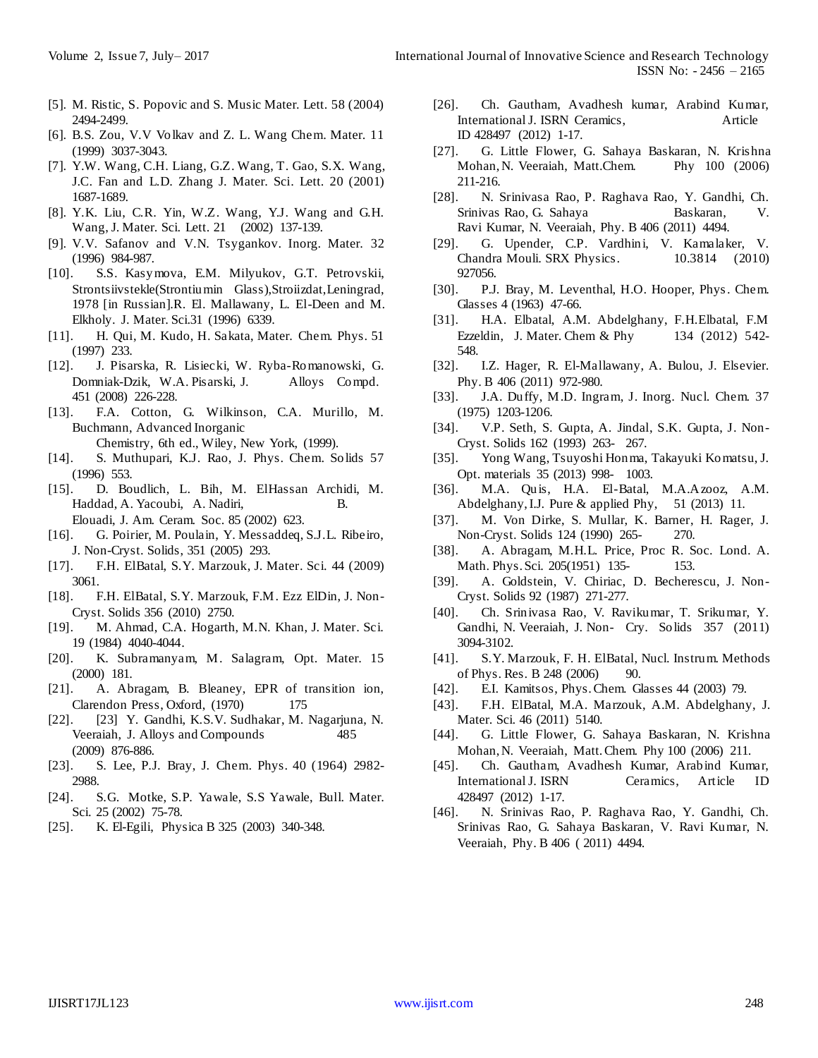[5]. M. Ristic, S. Popovic and S. Music Mater. Lett. 58 (2004) 2494-2499.

[6]. B.S. Zou, V.V Volkav and Z. L. Wang Chem. Mater. 11 (1999) 3037-3043.

[7]. Y.W. Wang, C.H. Liang, G.Z. Wang, T. Gao, S.X. Wang, J.C. Fan and L.D. Zhang J. Mater. Sci. Lett. 20 (2001) 1687-1689.

[8]. Y.K. Liu, C.R. Yin, W.Z. Wang, Y.J. Wang and G.H. Wang, J. Mater. Sci. Lett. 21 (2002) 137-139.

[9]. V.V. Safanov and V.N. Tsygankov. Inorg. Mater. 32 (1996) 984-987.

[10]. S.S. Kasymova, E.M. Milyukov, G.T. Petrovskii, Strontsiivstekle(Strontiumin Glass),Stroiizdat,Leningrad, 1978 [in Russian].R. El. Mallawany, L. El-Deen and M. Elkholy. J. Mater. Sci.31 (1996) 6339.

[11]. H. Qui, M. Kudo, H. Sakata, Mater. Chem. Phys. 51 (1997) 233.

[12]. J. Pisarska, R. Lisiecki, W. Ryba-Romanowski, G. Domniak-Dzik, W.A. Pisarski, J. Alloys Compd. 451 (2008) 226-228.

[13]. F.A. Cotton, G. Wilkinson, C.A. Murillo, M. Buchmann, Advanced Inorganic Chemistry, 6th ed., Wiley, New York, (1999).

[14]. S. Muthupari, K.J. Rao, J. Phys. Chem. Solids 57 (1996) 553.

[15]. D. Boudlich, L. Bih, M. ElHassan Archidi, M. Haddad, A. Yacoubi, A. Nadiri, B. Elouadi, J. Am. Ceram. Soc. 85 (2002) 623.

[16]. G. Poirier, M. Poulain, Y. Messaddeq, S.J.L. Ribeiro, J. Non-Cryst. Solids, 351 (2005) 293.

[17]. F.H. ElBatal, S.Y. Marzouk, J. Mater. Sci. 44 (2009) 3061.

[18]. F.H. ElBatal, S.Y. Marzouk, F.M. Ezz ElDin, J. Non-Cryst. Solids 356 (2010) 2750.

[19]. M. Ahmad, C.A. Hogarth, M.N. Khan, J. Mater. Sci. 19 (1984) 4040-4044.

[20]. K. Subramanyam, M. Salagram, Opt. Mater. 15 (2000) 181.

[21]. A. Abragam, B. Bleaney, EPR of transition ion, Clarendon Press, Oxford, (1970) 175

[22]. [23] Y. Gandhi, K.S.V. Sudhakar, M. Nagarjuna, N. Veeraiah, J. Alloys and Compounds 485 (2009) 876-886.

[23]. S. Lee, P.J. Bray, J. Chem. Phys. 40 (1964) 2982-2988.

[24]. S.G. Motke, S.P. Yawale, S.S Yawale, Bull. Mater. Sci. 25 (2002) 75-78.

[25]. K. El-Egili, Physica B 325 (2003) 340-348.

[26]. Ch. Gautham, Avadhesh kumar, Arabind Kumar, International J. ISRN Ceramics, Article ID 428497 (2012) 1-17.

[27]. G. Little Flower, G. Sahaya Baskaran, N. Krishna Mohan, N. Veeraiah, Matt.Chem. Phy 100 (2006) 211-216.

[28]. N. Srinivasa Rao, P. Raghava Rao, Y. Gandhi, Ch. Srinivas Rao, G. Sahaya Baskaran, V. Ravi Kumar, N. Veeraiah, Phy. B 406 (2011) 4494.

[29]. G. Upender, C.P. Vardhini, V. Kamalaker, V. Chandra Mouli. SRX Physics. 10.3814 (2010) 927056.

[30]. P.J. Bray, M. Leventhal, H.O. Hooper, Phys. Chem. Glasses 4 (1963) 47-66.

[31]. H.A. Elbatal, A.M. Abdelghany, F.H.Elbatal, F.M Ezzeldin, J. Mater. Chem & Phy 134 (2012) 542-548.

[32]. I.Z. Hager, R. El-Mallawany, A. Bulou, J. Elsevier. Phy. B 406 (2011) 972-980.

[33]. J.A. Duffy, M.D. Ingram, J. Inorg. Nucl. Chem. 37 (1975) 1203-1206.

[34]. V.P. Seth, S. Gupta, A. Jindal, S.K. Gupta, J. Non-Cryst. Solids 162 (1993) 263- 267.

[35]. Yong Wang, Tsuyoshi Honma, Takayuki Komatsu, J. Opt. materials 35 (2013) 998- 1003.

[36]. M.A. Quis, H.A. El-Batal, M.A.Azooz, A.M. Abdelghany, I.J. Pure & applied Phy, 51 (2013) 11.

[37]. M. Von Dirke, S. Mullar, K. Barner, H. Rager, J. Non-Cryst. Solids 124 (1990) 265- 270.

[38]. A. Abragam, M.H.L. Price, Proc R. Soc. Lond. A. Math. Phys. Sci. 205(1951) 135- 153.

[39]. A. Goldstein, V. Chiriac, D. Becherescu, J. Non-Cryst. Solids 92 (1987) 271-277.

[40]. Ch. Srinivasa Rao, V. Ravikumar, T. Srikumar, Y. Gandhi, N. Veeraiah, J. Non- Cry. Solids 357 (2011) 3094-3102.

[41]. S.Y. Marzouk, F. H. ElBatal, Nucl. Instrum. Methods of Phys. Res. B 248 (2006) 90.

[42]. E.I. Kamitsos, Phys. Chem. Glasses 44 (2003) 79.

[43]. F.H. ElBatal, M.A. Marzouk, A.M. Abdelghany, J. Mater. Sci. 46 (2011) 5140.

[44]. G. Little Flower, G. Sahaya Baskaran, N. Krishna Mohan, N. Veeraiah, Matt. Chem. Phy 100 (2006) 211.

[45]. Ch. Gautham, Avadhesh Kumar, Arabind Kumar, International J. ISRN Ceramics, Article ID 428497 (2012) 1-17.

[46]. N. Srinivas Rao, P. Raghava Rao, Y. Gandhi, Ch. Srinivas Rao, G. Sahaya Baskaran, V. Ravi Kumar, N. Veeraiah, Phy. B 406 ( 2011) 4494.